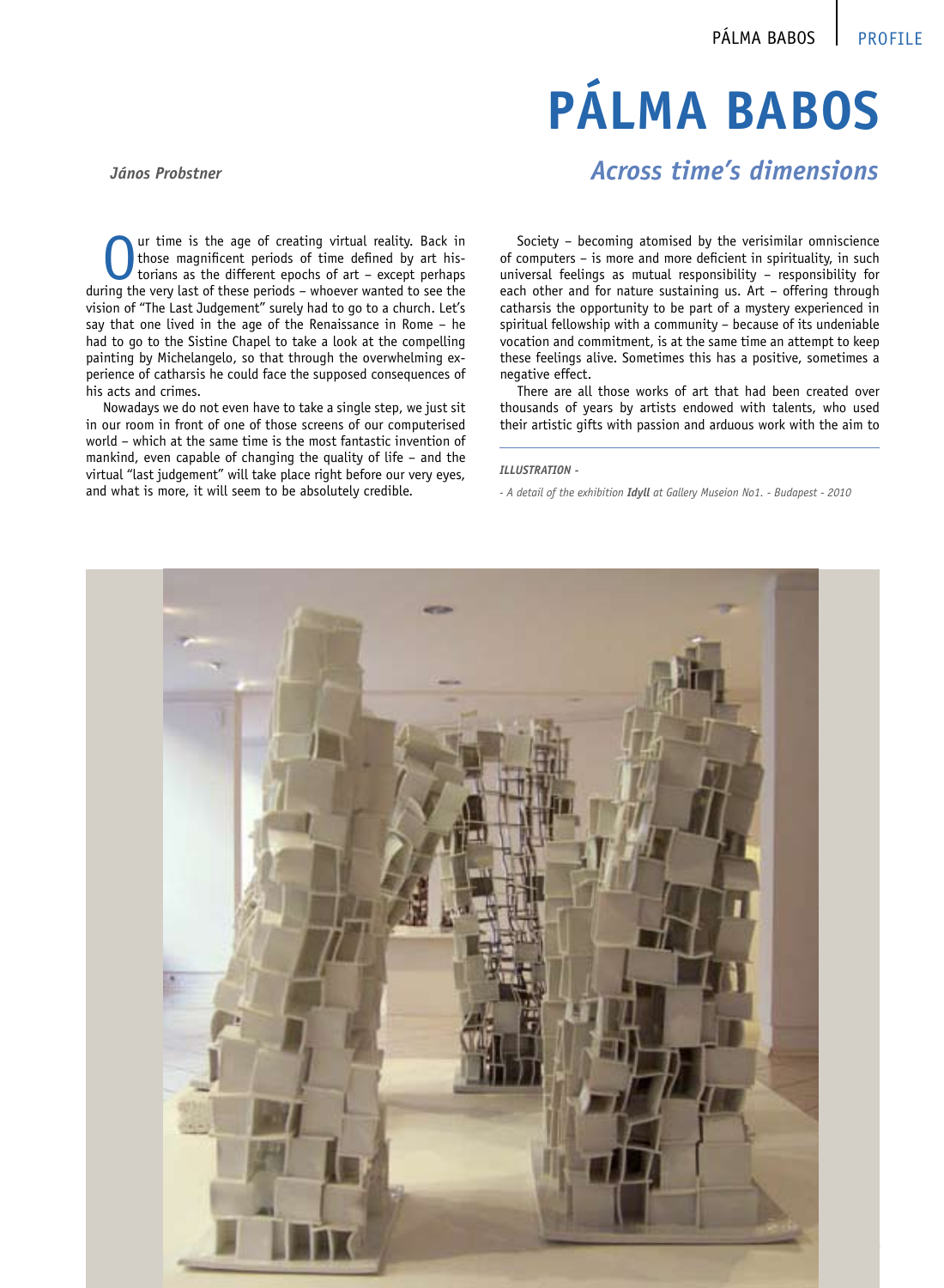# PÁLMA BABOS

## *Across time's dimensions*

***János Probstner***

Our time is the age of creating virtual reality. Back in those magnificent periods of time defined by art historians as the different epochs of art – except perhaps during the very last of these periods – whoever wanted to see the vision of "The Last Judgement" surely had to go to a church. Let's say that one lived in the age of the Renaissance in Rome – he had to go to the Sistine Chapel to take a look at the compelling painting by Michelangelo, so that through the overwhelming experience of catharsis he could face the supposed consequences of his acts and crimes.

Nowadays we do not even have to take a single step, we just sit in our room in front of one of those screens of our computerised world – which at the same time is the most fantastic invention of mankind, even capable of changing the quality of life – and the virtual "last judgement" will take place right before our very eyes, and what is more, it will seem to be absolutely credible.

Society – becoming atomised by the verisimilar omniscience of computers – is more and more deficient in spirituality, in such universal feelings as mutual responsibility – responsibility for each other and for nature sustaining us. Art – offering through catharsis the opportunity to be part of a mystery experienced in spiritual fellowship with a community – because of its undeniable vocation and commitment, is at the same time an attempt to keep these feelings alive. Sometimes this has a positive, sometimes a negative effect.

There are all those works of art that had been created over thousands of years by artists endowed with talents, who used their artistic gifts with passion and arduous work with the aim to

***ILLUSTRATION -***

*- A detail of the exhibition **Idyll** at Gallery Museion No1. - Budapest - 2010*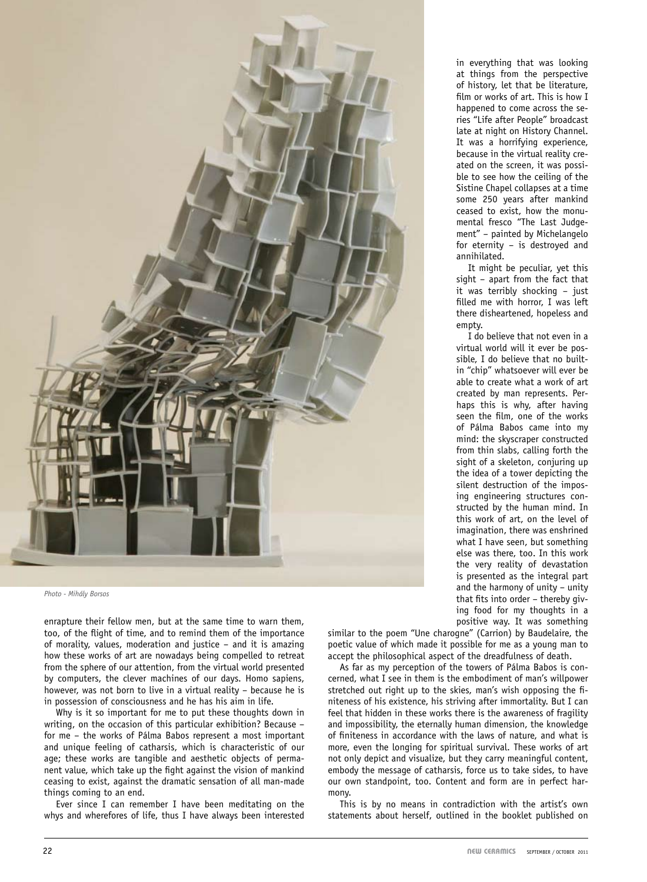Photo - Mihály Borsos

enrapture their fellow men, but at the same time to warn them, too, of the flight of time, and to remind them of the importance of morality, values, moderation and justice – and it is amazing how these works of art are nowadays being compelled to retreat from the sphere of our attention, from the virtual world presented by computers, the clever machines of our days. Homo sapiens, however, was not born to live in a virtual reality – because he is in possession of consciousness and he has his aim in life.

Why is it so important for me to put these thoughts down in writing, on the occasion of this particular exhibition? Because – for me – the works of Pálma Babos represent a most important and unique feeling of catharsis, which is characteristic of our age; these works are tangible and aesthetic objects of permanent value, which take up the fight against the vision of mankind ceasing to exist, against the dramatic sensation of all man-made things coming to an end.

Ever since I can remember I have been meditating on the whys and wherefores of life, thus I have always been interested in everything that was looking at things from the perspective of history, let that be literature, film or works of art. This is how I happened to come across the series "Life after People" broadcast late at night on History Channel. It was a horrifying experience, because in the virtual reality created on the screen, it was possible to see how the ceiling of the Sistine Chapel collapses at a time some 250 years after mankind ceased to exist, how the monumental fresco "The Last Judgement" – painted by Michelangelo for eternity – is destroyed and annihilated.

It might be peculiar, yet this sight – apart from the fact that it was terribly shocking – just filled me with horror, I was left there disheartened, hopeless and empty.

I do believe that not even in a virtual world will it ever be possible, I do believe that no built-in "chip" whatsoever will ever be able to create what a work of art created by man represents. Perhaps this is why, after having seen the film, one of the works of Pálma Babos came into my mind: the skyscraper constructed from thin slabs, calling forth the sight of a skeleton, conjuring up the idea of a tower depicting the silent destruction of the imposing engineering structures constructed by the human mind. In this work of art, on the level of imagination, there was enshrined what I have seen, but something else was there, too. In this work the very reality of devastation is presented as the integral part and the harmony of unity – unity that fits into order – thereby giving food for my thoughts in a positive way. It was something similar to the poem "Une charogne" (Carrion) by Baudelaire, the poetic value of which made it possible for me as a young man to accept the philosophical aspect of the dreadfulness of death.

As far as my perception of the towers of Pálma Babos is concerned, what I see in them is the embodiment of man's willpower stretched out right up to the skies, man's wish opposing the finiteness of his existence, his striving after immortality. But I can feel that hidden in these works there is the awareness of fragility and impossibility, the eternally human dimension, the knowledge of finiteness in accordance with the laws of nature, and what is more, even the longing for spiritual survival. These works of art not only depict and visualize, but they carry meaningful content, embody the message of catharsis, force us to take sides, to have our own standpoint, too. Content and form are in perfect harmony.

This is by no means in contradiction with the artist's own statements about herself, outlined in the booklet published on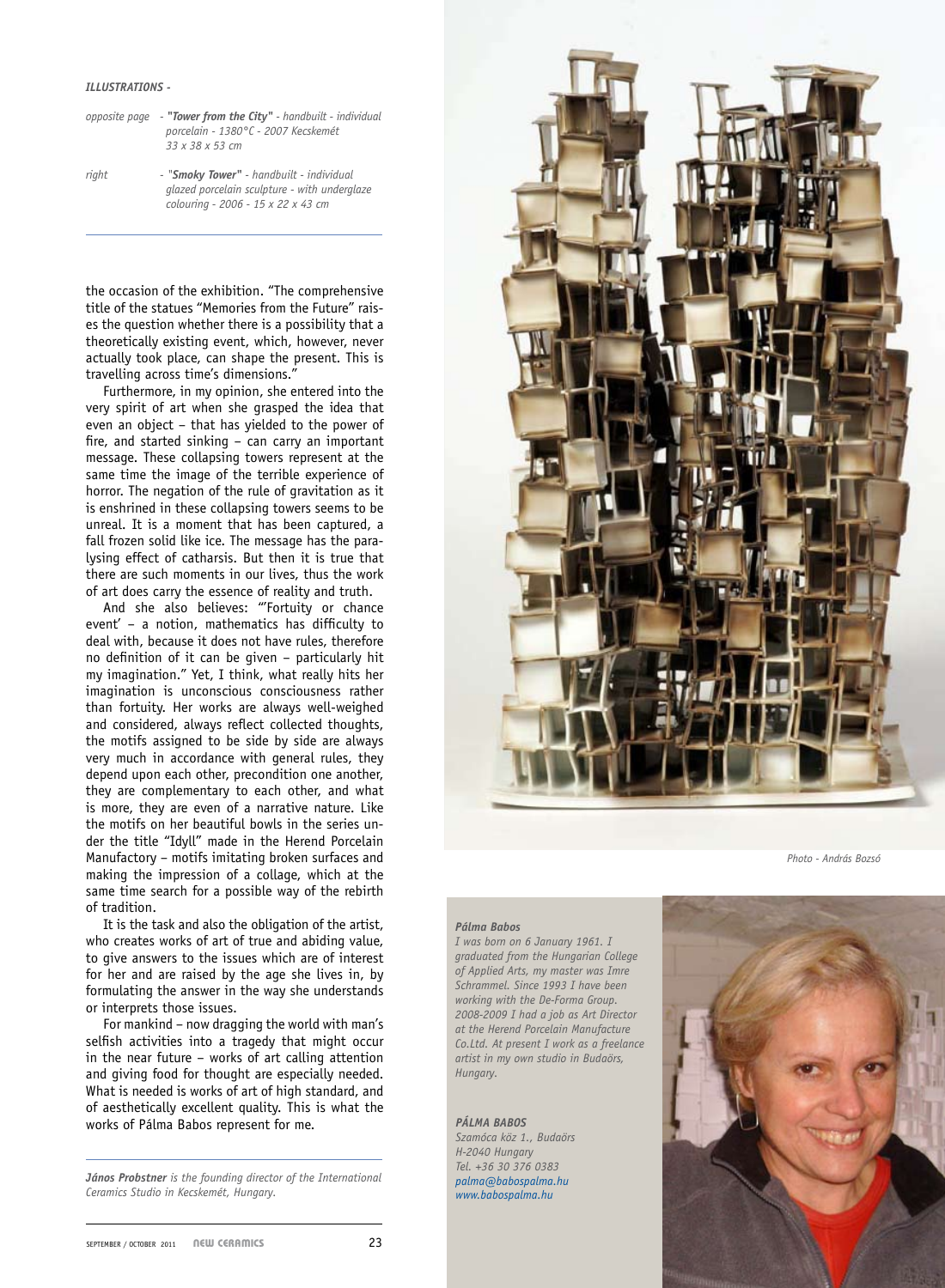*ILLUSTRATIONS -*

*opposite page* - ***"Tower from the City"*** *- handbuilt - individual porcelain - 1380°C - 2007 Kecskemét 33 x 38 x 53 cm*

*right* - *"**Smoky Tower**" - handbuilt - individual glazed porcelain sculpture - with underglaze colouring - 2006 - 15 x 22 x 43 cm*

the occasion of the exhibition. "The comprehensive title of the statues "Memories from the Future" raises the question whether there is a possibility that a theoretically existing event, which, however, never actually took place, can shape the present. This is travelling across time's dimensions."

Furthermore, in my opinion, she entered into the very spirit of art when she grasped the idea that even an object – that has yielded to the power of fire, and started sinking – can carry an important message. These collapsing towers represent at the same time the image of the terrible experience of horror. The negation of the rule of gravitation as it is enshrined in these collapsing towers seems to be unreal. It is a moment that has been captured, a fall frozen solid like ice. The message has the paralysing effect of catharsis. But then it is true that there are such moments in our lives, thus the work of art does carry the essence of reality and truth.

And she also believes: "'Fortuity or chance event' – a notion, mathematics has difficulty to deal with, because it does not have rules, therefore no definition of it can be given – particularly hit my imagination." Yet, I think, what really hits her imagination is unconscious consciousness rather than fortuity. Her works are always well-weighed and considered, always reflect collected thoughts, the motifs assigned to be side by side are always very much in accordance with general rules, they depend upon each other, precondition one another, they are complementary to each other, and what is more, they are even of a narrative nature. Like the motifs on her beautiful bowls in the series under the title "Idyll" made in the Herend Porcelain Manufactory – motifs imitating broken surfaces and making the impression of a collage, which at the same time search for a possible way of the rebirth of tradition.

It is the task and also the obligation of the artist, who creates works of art of true and abiding value, to give answers to the issues which are of interest for her and are raised by the age she lives in, by formulating the answer in the way she understands or interprets those issues.

For mankind – now dragging the world with man's selfish activities into a tragedy that might occur in the near future – works of art calling attention and giving food for thought are especially needed. What is needed is works of art of high standard, and of aesthetically excellent quality. This is what the works of Pálma Babos represent for me.

***János Probstner*** *is the founding director of the International Ceramics Studio in Kecskemét, Hungary.*

*Photo - András Bozsó*

***Pálma Babos***
*I was born on 6 January 1961. I graduated from the Hungarian College of Applied Arts, my master was Imre Schrammel. Since 1993 I have been working with the De-Forma Group. 2008-2009 I had a job as Art Director at the Herend Porcelain Manufacture Co.Ltd. At present I work as a freelance artist in my own studio in Budaörs, Hungary.*

***PÁLMA BABOS***
*Szamóca köz 1., Budaörs*
*H-2040 Hungary*
*Tel. +36 30 376 0383*
*palma@babospalma.hu*
*www.babospalma.hu*